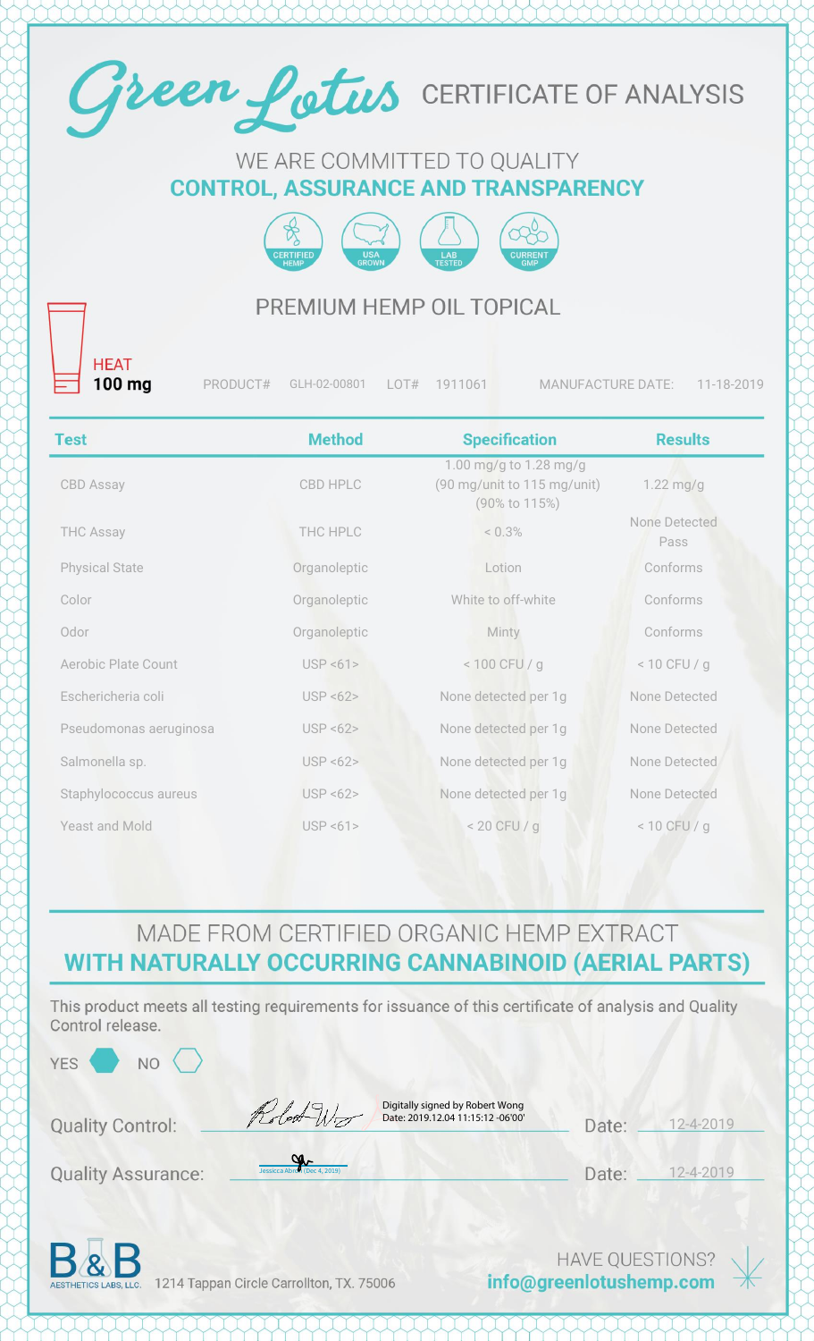# Green Lotus CERTIFICATE OF ANALYSIS

WE ARE COMMITTED TO QUALITY
**CONTROL, ASSURANCE AND TRANSPARENCY**

CERTIFIED HEMP | USA GROWN | LAB TESTED | CURRENT GMP

## PREMIUM HEMP OIL TOPICAL

HEAT
**100 mg**

PRODUCT# GLH-02-00801 LOT# 1911061 MANUFACTURE DATE: 11-18-2019

| Test | Method | Specification | Results |
|---|---|---|---|
| CBD Assay | CBD HPLC | 1.00 mg/g to 1.28 mg/g (90 mg/unit to 115 mg/unit) (90% to 115%) | 1.22 mg/g |
| THC Assay | THC HPLC | < 0.3% | None Detected Pass |
| Physical State | Organoleptic | Lotion | Conforms |
| Color | Organoleptic | White to off-white | Conforms |
| Odor | Organoleptic | Minty | Conforms |
| Aerobic Plate Count | USP <61> | < 100 CFU / g | < 10 CFU / g |
| Eschericheria coli | USP <62> | None detected per 1g | None Detected |
| Pseudomonas aeruginosa | USP <62> | None detected per 1g | None Detected |
| Salmonella sp. | USP <62> | None detected per 1g | None Detected |
| Staphylococcus aureus | USP <62> | None detected per 1g | None Detected |
| Yeast and Mold | USP <61> | < 20 CFU / g | < 10 CFU / g |

MADE FROM CERTIFIED ORGANIC HEMP EXTRACT
**WITH NATURALLY OCCURRING CANNABINOID (AERIAL PARTS)**

This product meets all testing requirements for issuance of this certificate of analysis and Quality Control release.

YES ⬢ NO ⬡

Quality Control: Robert Wong — Digitally signed by Robert Wong Date: 2019.12.04 11:15:12 -06'00' Date: 12-4-2019

Quality Assurance: Jessicca Abid (Dec 4, 2019) Date: 12-4-2019

B&B AESTHETICS LABS, LLC. 1214 Tappan Circle Carrollton, TX. 75006

HAVE QUESTIONS?
**info@greenlotushemp.com**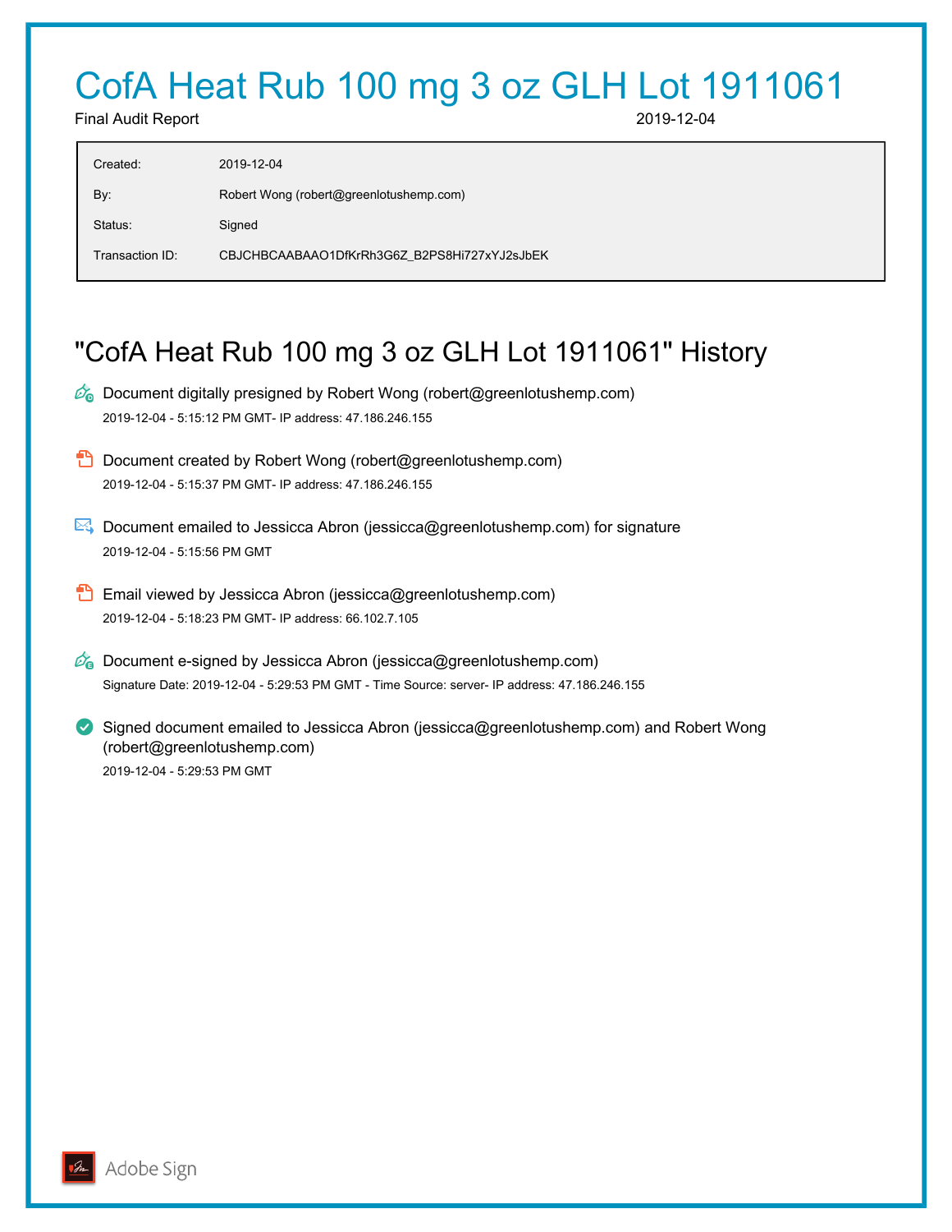# CofA Heat Rub 100 mg 3 oz GLH Lot 1911061

Final Audit Report 2019-12-04

| | |
|---|---|
| Created: | 2019-12-04 |
| By: | Robert Wong (robert@greenlotushemp.com) |
| Status: | Signed |
| Transaction ID: | CBJCHBCAABAAO1DfKrRh3G6Z_B2PS8Hi727xYJ2sJbEK |

## "CofA Heat Rub 100 mg 3 oz GLH Lot 1911061" History

- Document digitally presigned by Robert Wong (robert@greenlotushemp.com)
  2019-12-04 - 5:15:12 PM GMT- IP address: 47.186.246.155

- Document created by Robert Wong (robert@greenlotushemp.com)
  2019-12-04 - 5:15:37 PM GMT- IP address: 47.186.246.155

- Document emailed to Jessicca Abron (jessicca@greenlotushemp.com) for signature
  2019-12-04 - 5:15:56 PM GMT

- Email viewed by Jessicca Abron (jessicca@greenlotushemp.com)
  2019-12-04 - 5:18:23 PM GMT- IP address: 66.102.7.105

- Document e-signed by Jessicca Abron (jessicca@greenlotushemp.com)
  Signature Date: 2019-12-04 - 5:29:53 PM GMT - Time Source: server- IP address: 47.186.246.155

- Signed document emailed to Jessicca Abron (jessicca@greenlotushemp.com) and Robert Wong (robert@greenlotushemp.com)
  2019-12-04 - 5:29:53 PM GMT

Adobe Sign